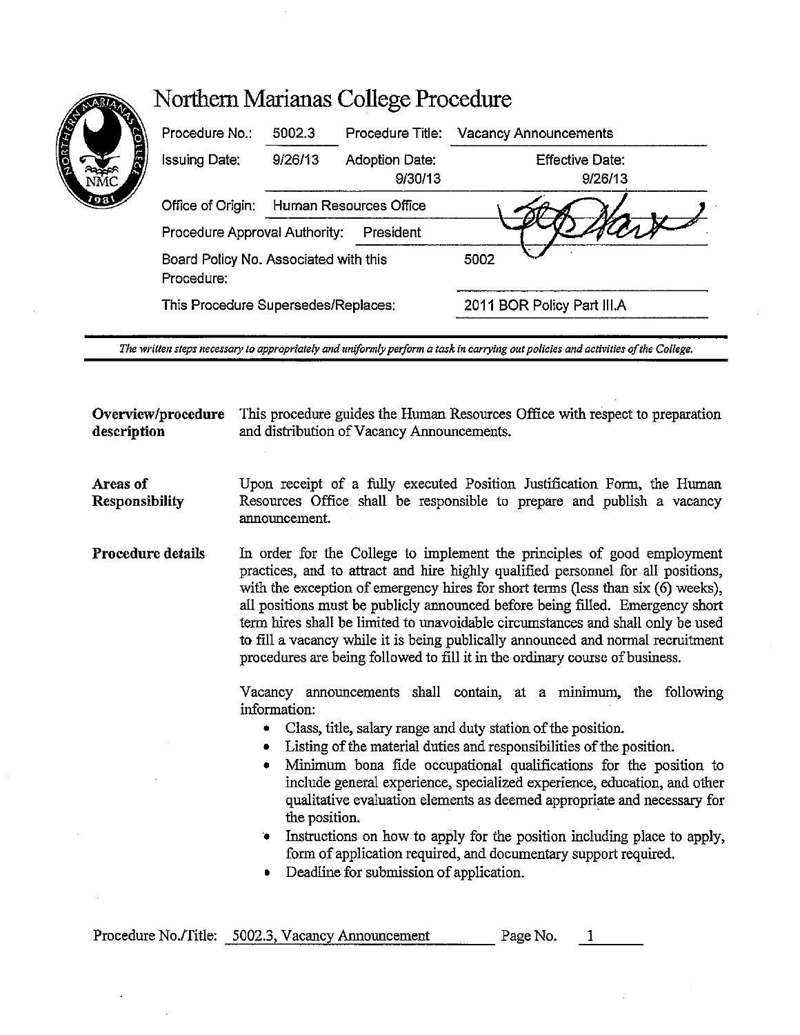# Northern Marianas College Procedure

| Procedure No.: | 5002.3 | Procedure Title: | Vacancy Announcements |
|---|---|---|---|
| Issuing Date: | 9/26/13 | Adoption Date: 9/30/13 | Effective Date: 9/26/13 |
| Office of Origin: | Human Resources Office | | |
| Procedure Approval Authority: | President | | |
| Board Policy No. Associated with this Procedure: | | | 5002 |
| This Procedure Supersedes/Replaces: | | | 2011 BOR Policy Part III.A |

*The written steps necessary to appropriately and uniformly perform a task in carrying out policies and activities of the College.*

**Overview/procedure description**

This procedure guides the Human Resources Office with respect to preparation and distribution of Vacancy Announcements.

**Areas of Responsibility**

Upon receipt of a fully executed Position Justification Form, the Human Resources Office shall be responsible to prepare and publish a vacancy announcement.

**Procedure details**

In order for the College to implement the principles of good employment practices, and to attract and hire highly qualified personnel for all positions, with the exception of emergency hires for short terms (less than six (6) weeks), all positions must be publicly announced before being filled. Emergency short term hires shall be limited to unavoidable circumstances and shall only be used to fill a vacancy while it is being publically announced and normal recruitment procedures are being followed to fill it in the ordinary course of business.

Vacancy announcements shall contain, at a minimum, the following information:

- Class, title, salary range and duty station of the position.
- Listing of the material duties and responsibilities of the position.
- Minimum bona fide occupational qualifications for the position to include general experience, specialized experience, education, and other qualitative evaluation elements as deemed appropriate and necessary for the position.
- Instructions on how to apply for the position including place to apply, form of application required, and documentary support required.
- Deadline for submission of application.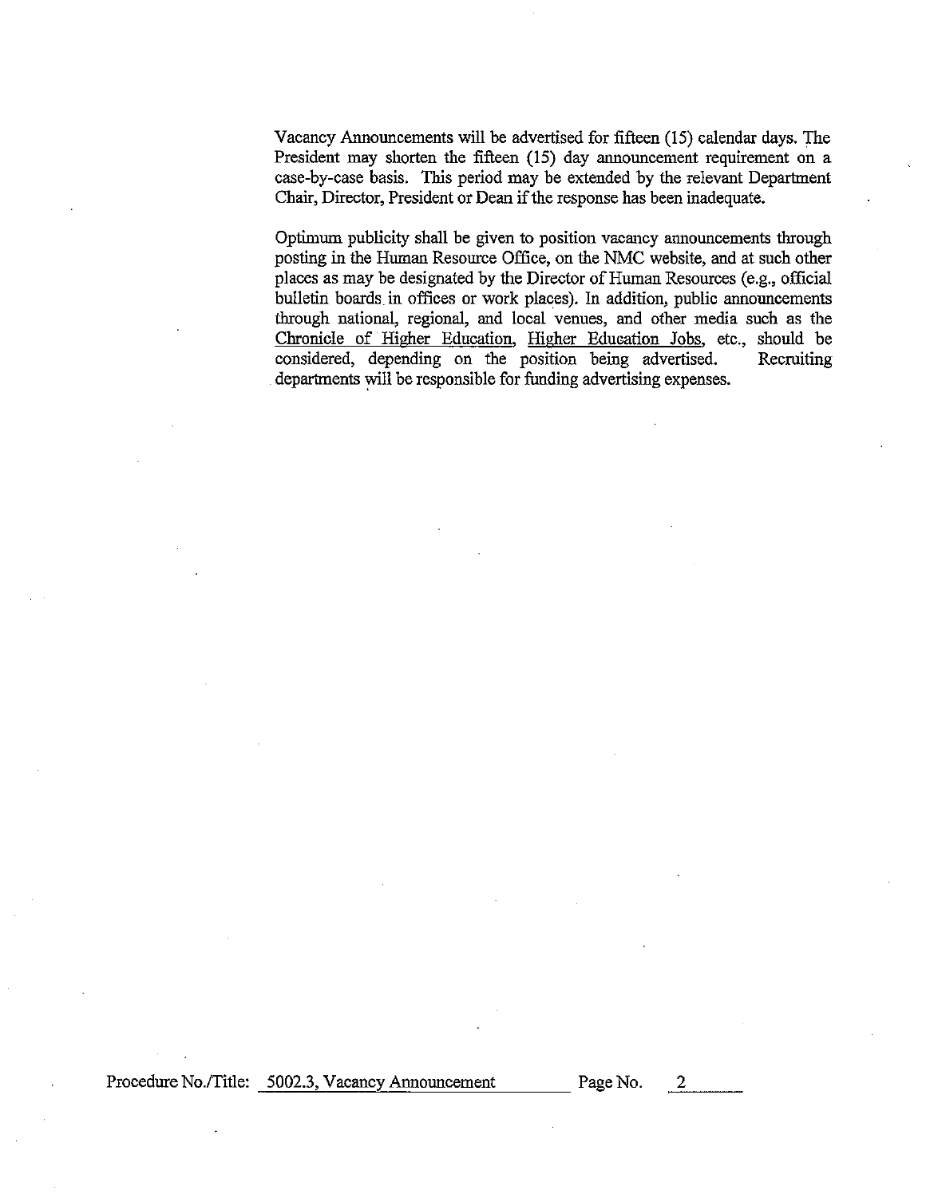Vacancy Announcements will be advertised for fifteen (15) calendar days. The President may shorten the fifteen (15) day announcement requirement on a case-by-case basis. This period may be extended by the relevant Department Chair, Director, President or Dean if the response has been inadequate.

Optimum publicity shall be given to position vacancy announcements through posting in the Human Resource Office, on the NMC website, and at such other places as may be designated by the Director of Human Resources (e.g., official bulletin boards in offices or work places). In addition, public announcements through national, regional, and local venues, and other media such as the Chronicle of Higher Education, Higher Education Jobs, etc., should be considered, depending on the position being advertised. Recruiting departments will be responsible for funding advertising expenses.